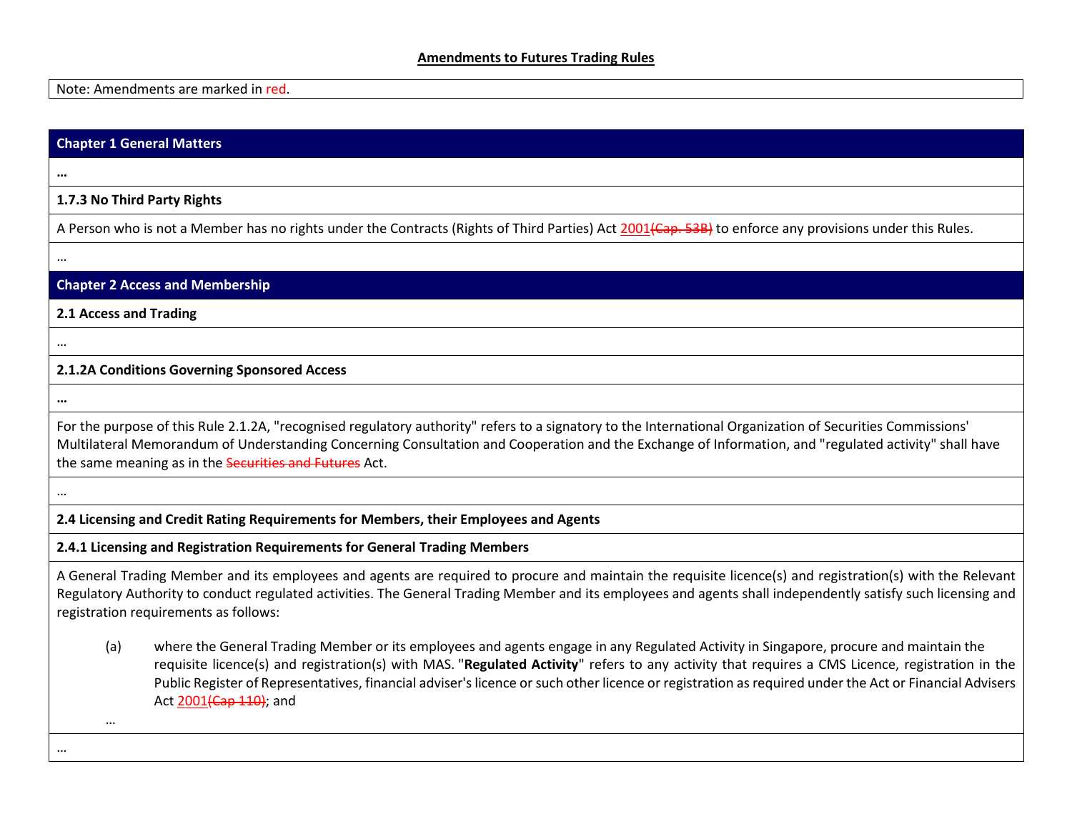**Amendments to Futures Trading Rules**

Note: Amendments are marked in red.

## Chapter 1 General Matters

…

**1.7.3 No Third Party Rights**

A Person who is not a Member has no rights under the Contracts (Rights of Third Parties) Act 2001~~(Cap. 53B)~~ to enforce any provisions under this Rules.

…

## Chapter 2 Access and Membership

**2.1 Access and Trading**

…

**2.1.2A Conditions Governing Sponsored Access**

…

For the purpose of this Rule 2.1.2A, "recognised regulatory authority" refers to a signatory to the International Organization of Securities Commissions' Multilateral Memorandum of Understanding Concerning Consultation and Cooperation and the Exchange of Information, and "regulated activity" shall have the same meaning as in the ~~Securities and Futures~~ Act.

…

**2.4 Licensing and Credit Rating Requirements for Members, their Employees and Agents**

**2.4.1 Licensing and Registration Requirements for General Trading Members**

A General Trading Member and its employees and agents are required to procure and maintain the requisite licence(s) and registration(s) with the Relevant Regulatory Authority to conduct regulated activities. The General Trading Member and its employees and agents shall independently satisfy such licensing and registration requirements as follows:

(a) where the General Trading Member or its employees and agents engage in any Regulated Activity in Singapore, procure and maintain the requisite licence(s) and registration(s) with MAS. "**Regulated Activity**" refers to any activity that requires a CMS Licence, registration in the Public Register of Representatives, financial adviser's licence or such other licence or registration as required under the Act or Financial Advisers Act 2001~~(Cap 110)~~; and

…

…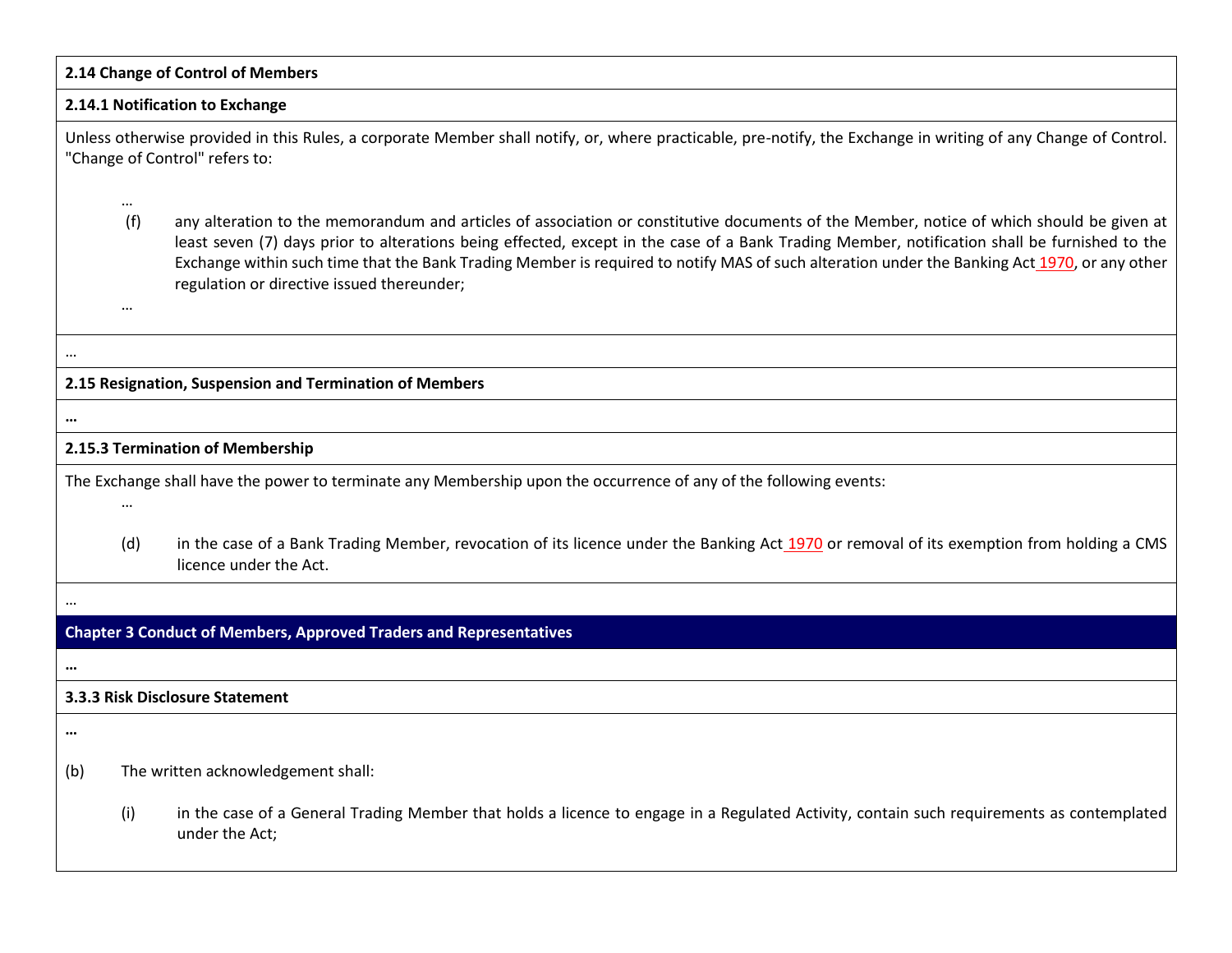**2.14 Change of Control of Members**

**2.14.1 Notification to Exchange**

Unless otherwise provided in this Rules, a corporate Member shall notify, or, where practicable, pre-notify, the Exchange in writing of any Change of Control. "Change of Control" refers to:

…

(f) any alteration to the memorandum and articles of association or constitutive documents of the Member, notice of which should be given at least seven (7) days prior to alterations being effected, except in the case of a Bank Trading Member, notification shall be furnished to the Exchange within such time that the Bank Trading Member is required to notify MAS of such alteration under the Banking Act 1970, or any other regulation or directive issued thereunder;

…

…

**2.15 Resignation, Suspension and Termination of Members**

**…**

**2.15.3 Termination of Membership**

The Exchange shall have the power to terminate any Membership upon the occurrence of any of the following events:

…

(d) in the case of a Bank Trading Member, revocation of its licence under the Banking Act 1970 or removal of its exemption from holding a CMS licence under the Act.

…

**Chapter 3 Conduct of Members, Approved Traders and Representatives**

**…**

**3.3.3 Risk Disclosure Statement**

**…**

(b) The written acknowledgement shall:

(i) in the case of a General Trading Member that holds a licence to engage in a Regulated Activity, contain such requirements as contemplated under the Act;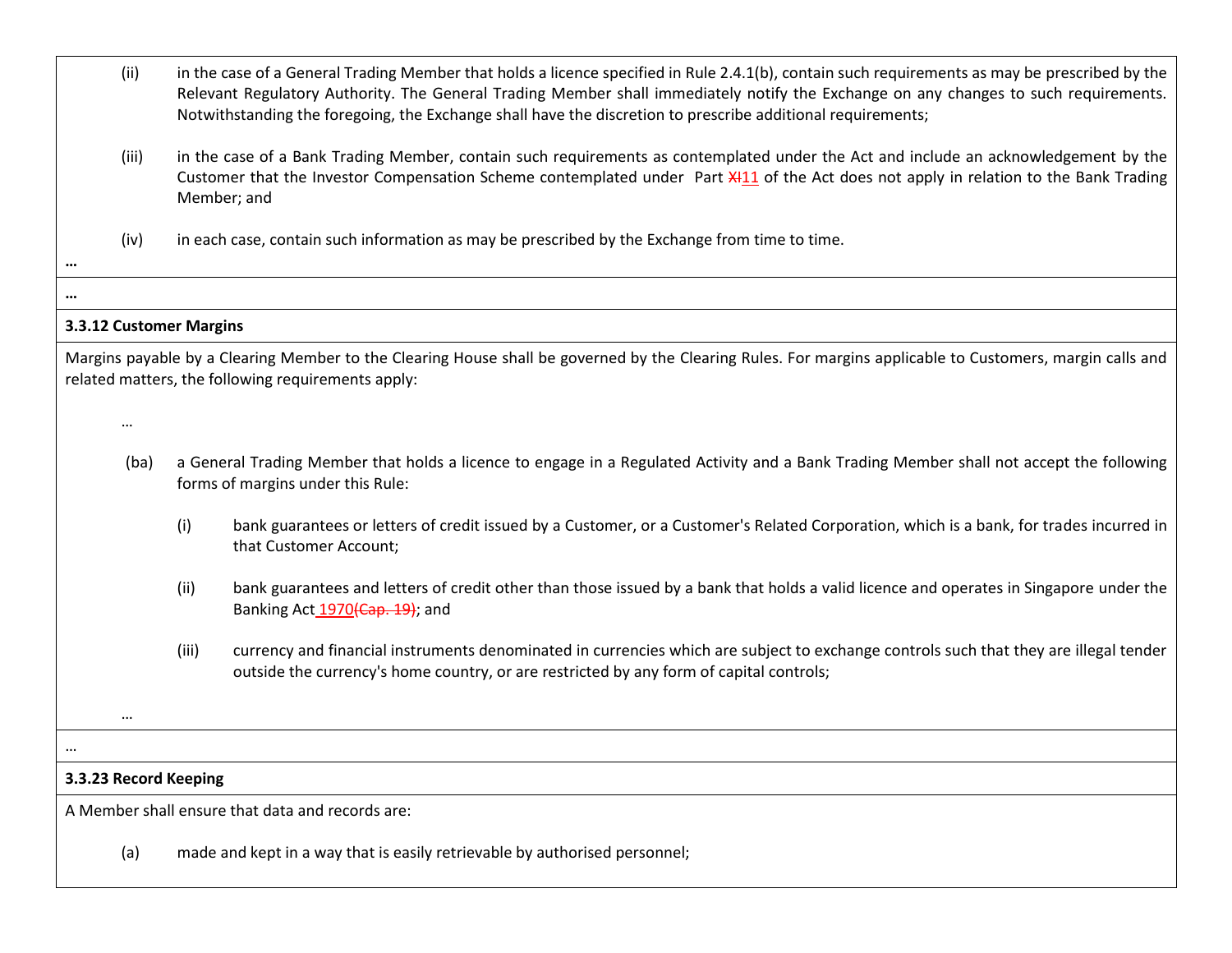(ii) in the case of a General Trading Member that holds a licence specified in Rule 2.4.1(b), contain such requirements as may be prescribed by the Relevant Regulatory Authority. The General Trading Member shall immediately notify the Exchange on any changes to such requirements. Notwithstanding the foregoing, the Exchange shall have the discretion to prescribe additional requirements;

(iii) in the case of a Bank Trading Member, contain such requirements as contemplated under the Act and include an acknowledgement by the Customer that the Investor Compensation Scheme contemplated under Part ~~XI~~11 of the Act does not apply in relation to the Bank Trading Member; and

(iv) in each case, contain such information as may be prescribed by the Exchange from time to time.

**…**

**…**

**3.3.12 Customer Margins**

Margins payable by a Clearing Member to the Clearing House shall be governed by the Clearing Rules. For margins applicable to Customers, margin calls and related matters, the following requirements apply:

…

(ba) a General Trading Member that holds a licence to engage in a Regulated Activity and a Bank Trading Member shall not accept the following forms of margins under this Rule:

(i) bank guarantees or letters of credit issued by a Customer, or a Customer's Related Corporation, which is a bank, for trades incurred in that Customer Account;

(ii) bank guarantees and letters of credit other than those issued by a bank that holds a valid licence and operates in Singapore under the Banking Act 1970~~(Cap. 19)~~; and

(iii) currency and financial instruments denominated in currencies which are subject to exchange controls such that they are illegal tender outside the currency's home country, or are restricted by any form of capital controls;

…

…

**3.3.23 Record Keeping**

A Member shall ensure that data and records are:

(a) made and kept in a way that is easily retrievable by authorised personnel;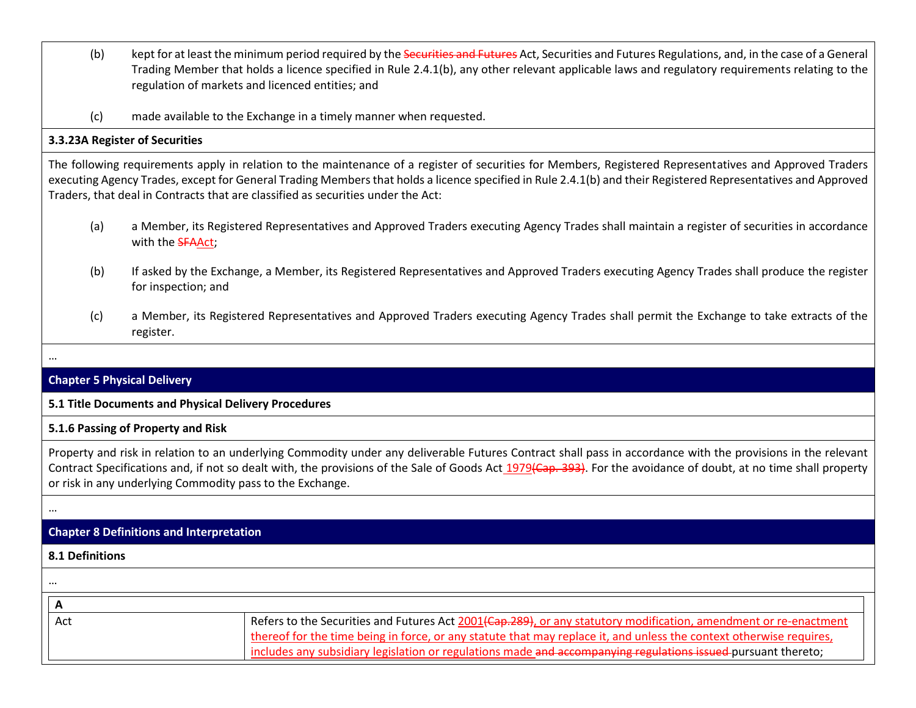(b) kept for at least the minimum period required by the ~~Securities and Futures~~ Act, Securities and Futures Regulations, and, in the case of a General Trading Member that holds a licence specified in Rule 2.4.1(b), any other relevant applicable laws and regulatory requirements relating to the regulation of markets and licenced entities; and

(c) made available to the Exchange in a timely manner when requested.

**3.3.23A Register of Securities**

The following requirements apply in relation to the maintenance of a register of securities for Members, Registered Representatives and Approved Traders executing Agency Trades, except for General Trading Members that holds a licence specified in Rule 2.4.1(b) and their Registered Representatives and Approved Traders, that deal in Contracts that are classified as securities under the Act:

(a) a Member, its Registered Representatives and Approved Traders executing Agency Trades shall maintain a register of securities in accordance with the ~~SFA~~Act;

(b) If asked by the Exchange, a Member, its Registered Representatives and Approved Traders executing Agency Trades shall produce the register for inspection; and

(c) a Member, its Registered Representatives and Approved Traders executing Agency Trades shall permit the Exchange to take extracts of the register.

…

## Chapter 5 Physical Delivery

**5.1 Title Documents and Physical Delivery Procedures**

**5.1.6 Passing of Property and Risk**

Property and risk in relation to an underlying Commodity under any deliverable Futures Contract shall pass in accordance with the provisions in the relevant Contract Specifications and, if not so dealt with, the provisions of the Sale of Goods Act 1979~~(Cap. 393)~~. For the avoidance of doubt, at no time shall property or risk in any underlying Commodity pass to the Exchange.

…

## Chapter 8 Definitions and Interpretation

**8.1 Definitions**

…

| **A** | |
|---|---|
| Act | Refers to the Securities and Futures Act 2001~~(Cap.289)~~, or any statutory modification, amendment or re-enactment thereof for the time being in force, or any statute that may replace it, and unless the context otherwise requires, includes any subsidiary legislation or regulations made ~~and accompanying regulations issued~~ pursuant thereto; |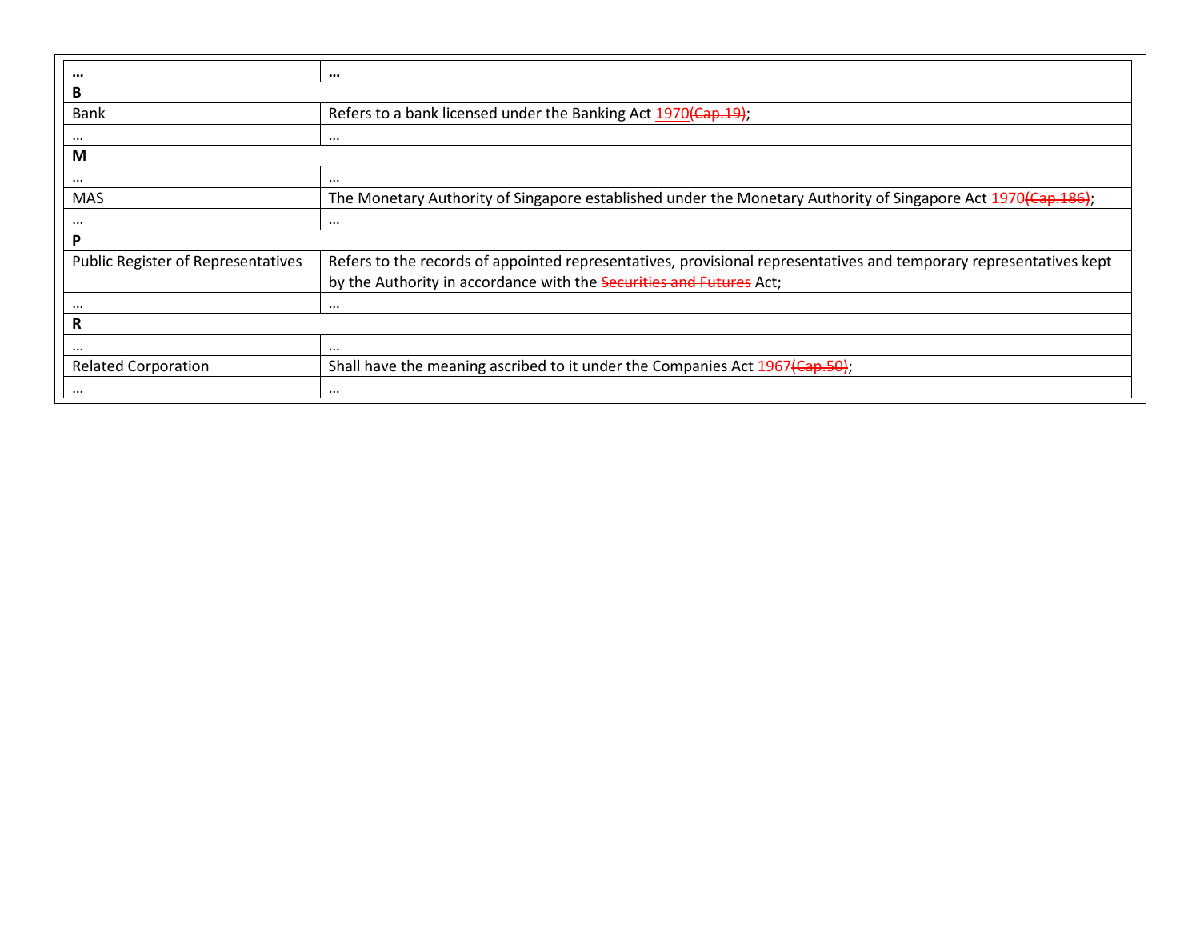| | |
|---|---|
| **…** | **…** |
| **B** | |
| Bank | Refers to a bank licensed under the Banking Act 1970~~(Cap.19)~~; |
| … | … |
| **M** | |
| … | … |
| MAS | The Monetary Authority of Singapore established under the Monetary Authority of Singapore Act 1970~~(Cap.186)~~; |
| … | … |
| **P** | |
| Public Register of Representatives | Refers to the records of appointed representatives, provisional representatives and temporary representatives kept by the Authority in accordance with the ~~Securities and Futures~~ Act; |
| … | … |
| **R** | |
| … | … |
| Related Corporation | Shall have the meaning ascribed to it under the Companies Act 1967~~(Cap.50)~~; |
| … | … |